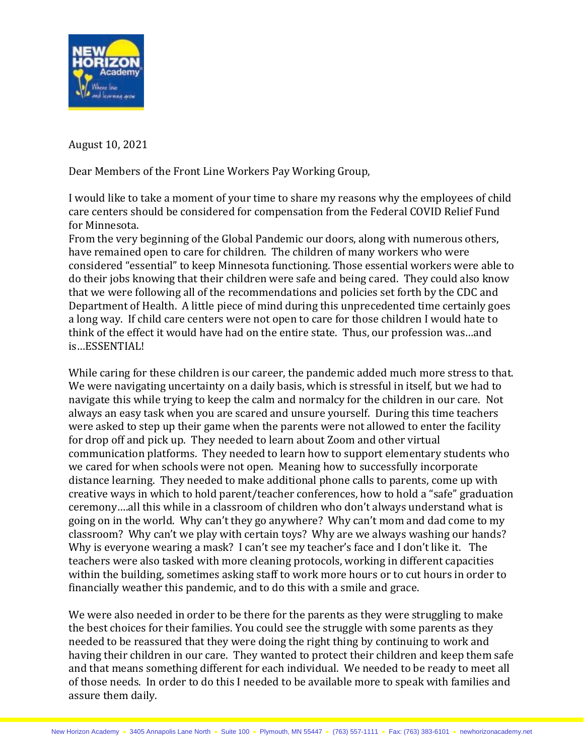August 10, 2021

Dear Members of the Front Line Workers Pay Working Group,

I would like to take a moment of your time to share my reasons why the employees of child care centers should be considered for compensation from the Federal COVID Relief Fund for Minnesota.

From the very beginning of the Global Pandemic our doors, along with numerous others, have remained open to care for children. The children of many workers who were considered "essential" to keep Minnesota functioning. Those essential workers were able to do their jobs knowing that their children were safe and being cared. They could also know that we were following all of the recommendations and policies set forth by the CDC and Department of Health. A little piece of mind during this unprecedented time certainly goes a long way. If child care centers were not open to care for those children I would hate to think of the effect it would have had on the entire state. Thus, our profession was…and is…ESSENTIAL!

While caring for these children is our career, the pandemic added much more stress to that. We were navigating uncertainty on a daily basis, which is stressful in itself, but we had to navigate this while trying to keep the calm and normalcy for the children in our care. Not always an easy task when you are scared and unsure yourself. During this time teachers were asked to step up their game when the parents were not allowed to enter the facility for drop off and pick up. They needed to learn about Zoom and other virtual communication platforms. They needed to learn how to support elementary students who we cared for when schools were not open. Meaning how to successfully incorporate distance learning. They needed to make additional phone calls to parents, come up with creative ways in which to hold parent/teacher conferences, how to hold a "safe" graduation ceremony….all this while in a classroom of children who don't always understand what is going on in the world. Why can't they go anywhere? Why can't mom and dad come to my classroom? Why can't we play with certain toys? Why are we always washing our hands? Why is everyone wearing a mask? I can't see my teacher's face and I don't like it. The teachers were also tasked with more cleaning protocols, working in different capacities within the building, sometimes asking staff to work more hours or to cut hours in order to financially weather this pandemic, and to do this with a smile and grace.

We were also needed in order to be there for the parents as they were struggling to make the best choices for their families. You could see the struggle with some parents as they needed to be reassured that they were doing the right thing by continuing to work and having their children in our care. They wanted to protect their children and keep them safe and that means something different for each individual. We needed to be ready to meet all of those needs. In order to do this I needed to be available more to speak with families and assure them daily.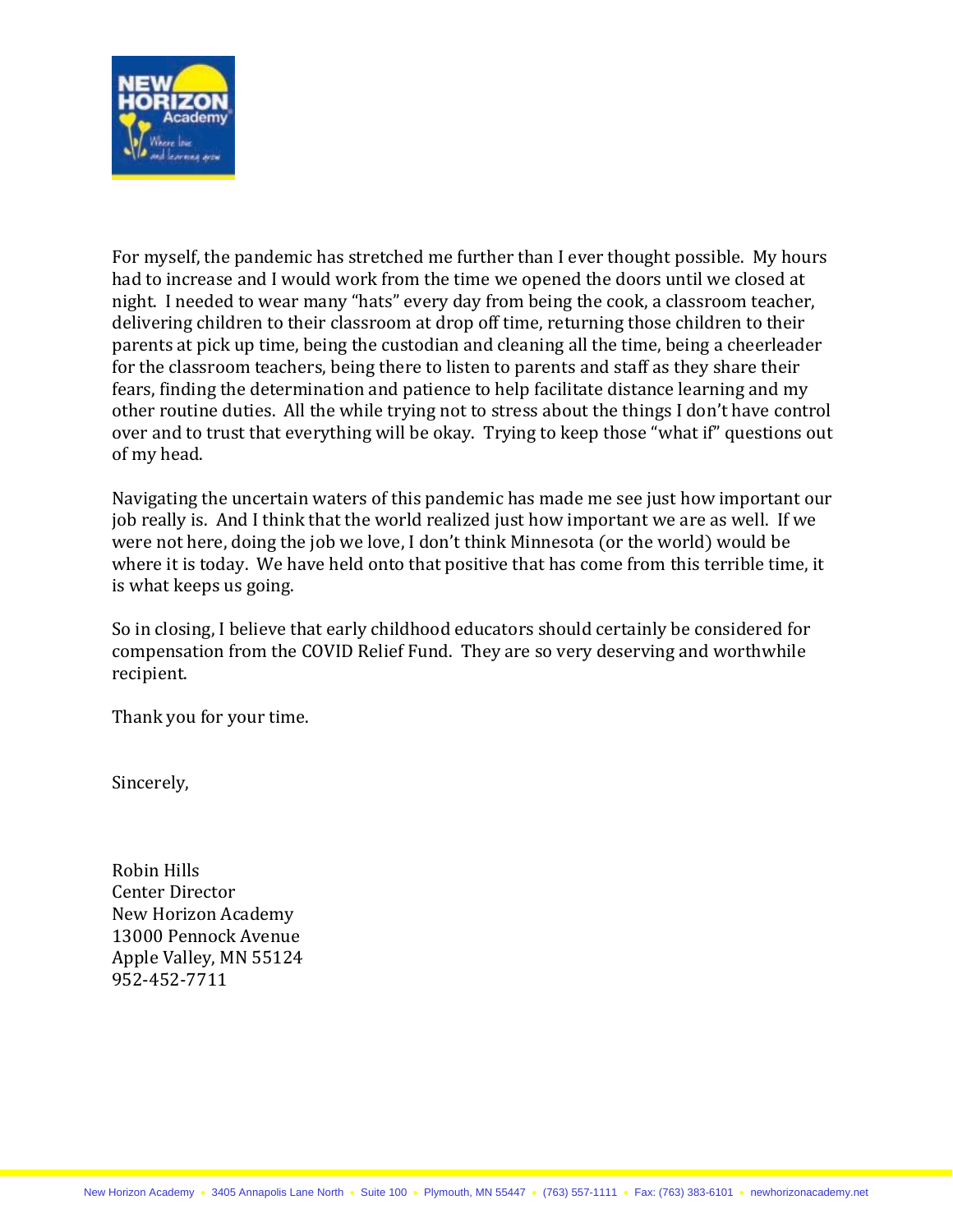For myself, the pandemic has stretched me further than I ever thought possible. My hours had to increase and I would work from the time we opened the doors until we closed at night. I needed to wear many "hats" every day from being the cook, a classroom teacher, delivering children to their classroom at drop off time, returning those children to their parents at pick up time, being the custodian and cleaning all the time, being a cheerleader for the classroom teachers, being there to listen to parents and staff as they share their fears, finding the determination and patience to help facilitate distance learning and my other routine duties. All the while trying not to stress about the things I don't have control over and to trust that everything will be okay. Trying to keep those "what if" questions out of my head.

Navigating the uncertain waters of this pandemic has made me see just how important our job really is. And I think that the world realized just how important we are as well. If we were not here, doing the job we love, I don't think Minnesota (or the world) would be where it is today. We have held onto that positive that has come from this terrible time, it is what keeps us going.

So in closing, I believe that early childhood educators should certainly be considered for compensation from the COVID Relief Fund. They are so very deserving and worthwhile recipient.

Thank you for your time.

Sincerely,

Robin Hills
Center Director
New Horizon Academy
13000 Pennock Avenue
Apple Valley, MN 55124
952-452-7711